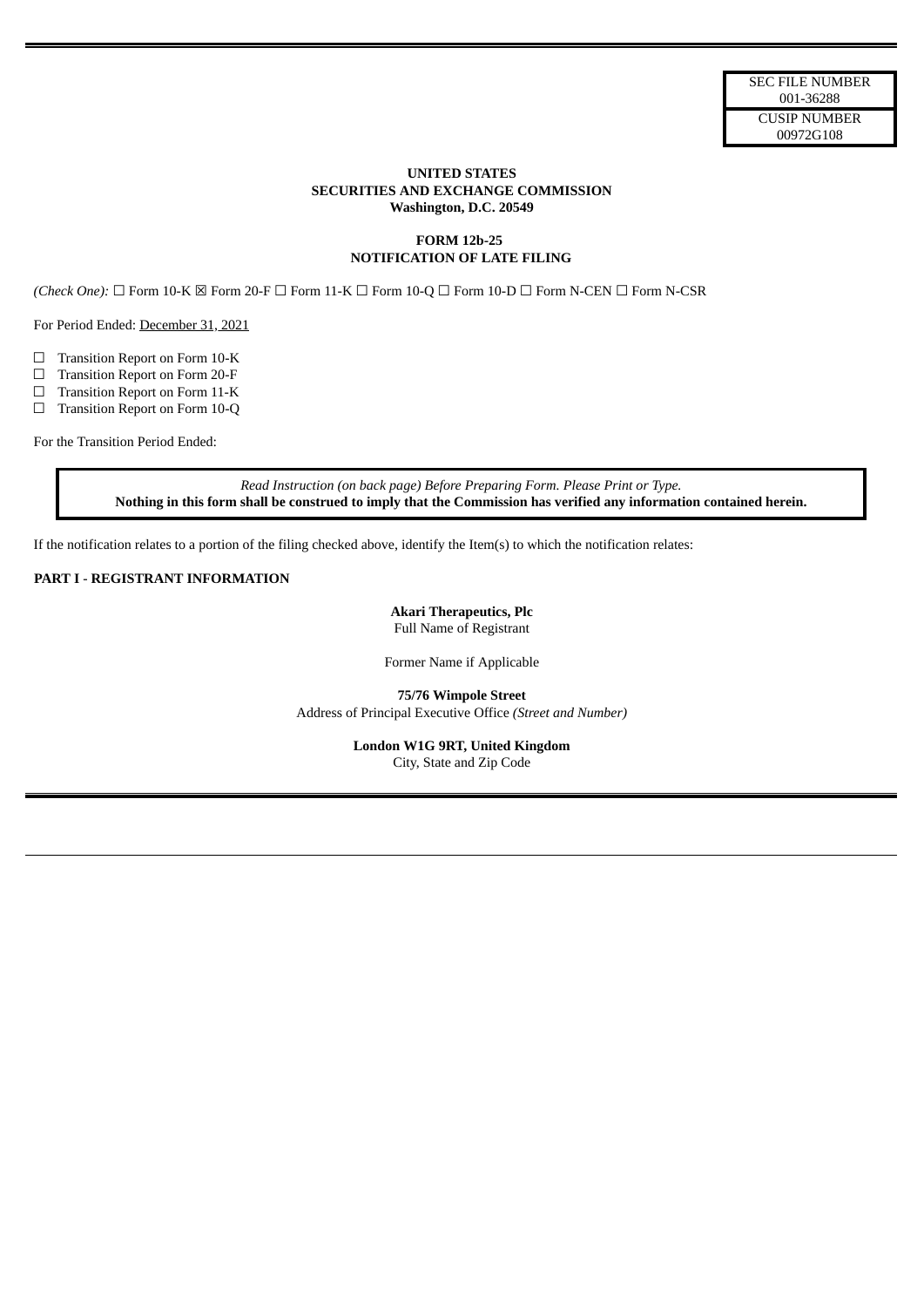| SEC FILE NUMBER |
| --- |
| 001-36288 |
| CUSIP NUMBER |
| 00972G108 |

**UNITED STATES**
**SECURITIES AND EXCHANGE COMMISSION**
**Washington, D.C. 20549**

**FORM 12b-25**
**NOTIFICATION OF LATE FILING**

*(Check One):* ☐ Form 10-K ☒ Form 20-F ☐ Form 11-K ☐ Form 10-Q ☐ Form 10-D ☐ Form N-CEN ☐ Form N-CSR

For Period Ended: December 31, 2021

☐ Transition Report on Form 10-K
☐ Transition Report on Form 20-F
☐ Transition Report on Form 11-K
☐ Transition Report on Form 10-Q

For the Transition Period Ended:

*Read Instruction (on back page) Before Preparing Form. Please Print or Type.*
**Nothing in this form shall be construed to imply that the Commission has verified any information contained herein.**

If the notification relates to a portion of the filing checked above, identify the Item(s) to which the notification relates:

**PART I - REGISTRANT INFORMATION**

**Akari Therapeutics, Plc**
Full Name of Registrant

Former Name if Applicable

**75/76 Wimpole Street**
Address of Principal Executive Office *(Street and Number)*

**London W1G 9RT, United Kingdom**
City, State and Zip Code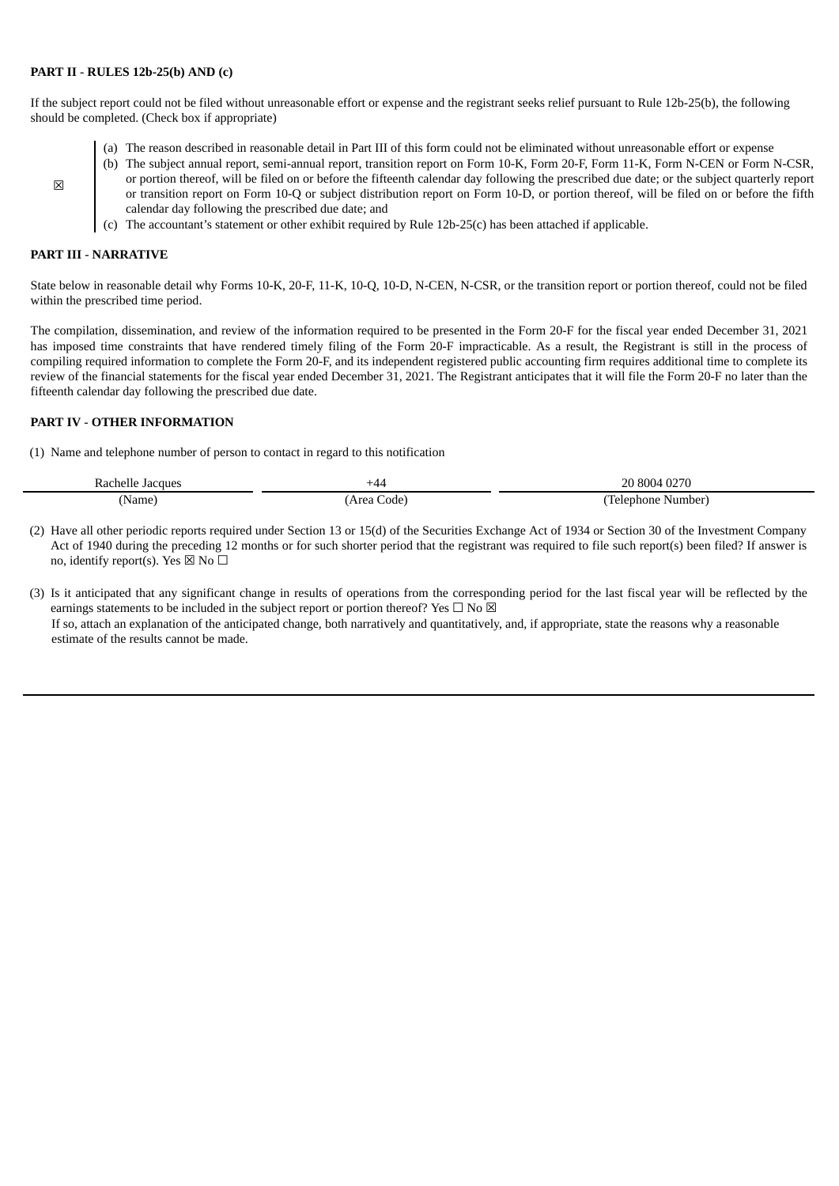**PART II - RULES 12b-25(b) AND (c)**

If the subject report could not be filed without unreasonable effort or expense and the registrant seeks relief pursuant to Rule 12b-25(b), the following should be completed. (Check box if appropriate)

☒

(a) The reason described in reasonable detail in Part III of this form could not be eliminated without unreasonable effort or expense

(b) The subject annual report, semi-annual report, transition report on Form 10-K, Form 20-F, Form 11-K, Form N-CEN or Form N-CSR, or portion thereof, will be filed on or before the fifteenth calendar day following the prescribed due date; or the subject quarterly report or transition report on Form 10-Q or subject distribution report on Form 10-D, or portion thereof, will be filed on or before the fifth calendar day following the prescribed due date; and

(c) The accountant's statement or other exhibit required by Rule 12b-25(c) has been attached if applicable.

**PART III - NARRATIVE**

State below in reasonable detail why Forms 10-K, 20-F, 11-K, 10-Q, 10-D, N-CEN, N-CSR, or the transition report or portion thereof, could not be filed within the prescribed time period.

The compilation, dissemination, and review of the information required to be presented in the Form 20-F for the fiscal year ended December 31, 2021 has imposed time constraints that have rendered timely filing of the Form 20-F impracticable. As a result, the Registrant is still in the process of compiling required information to complete the Form 20-F, and its independent registered public accounting firm requires additional time to complete its review of the financial statements for the fiscal year ended December 31, 2021. The Registrant anticipates that it will file the Form 20-F no later than the fifteenth calendar day following the prescribed due date.

**PART IV - OTHER INFORMATION**

(1) Name and telephone number of person to contact in regard to this notification

| Rachelle Jacques | +44 | 20 8004 0270 |
|---|---|---|
| (Name) | (Area Code) | (Telephone Number) |

(2) Have all other periodic reports required under Section 13 or 15(d) of the Securities Exchange Act of 1934 or Section 30 of the Investment Company Act of 1940 during the preceding 12 months or for such shorter period that the registrant was required to file such report(s) been filed? If answer is no, identify report(s). Yes ☒ No ☐

(3) Is it anticipated that any significant change in results of operations from the corresponding period for the last fiscal year will be reflected by the earnings statements to be included in the subject report or portion thereof? Yes ☐ No ☒

If so, attach an explanation of the anticipated change, both narratively and quantitatively, and, if appropriate, state the reasons why a reasonable estimate of the results cannot be made.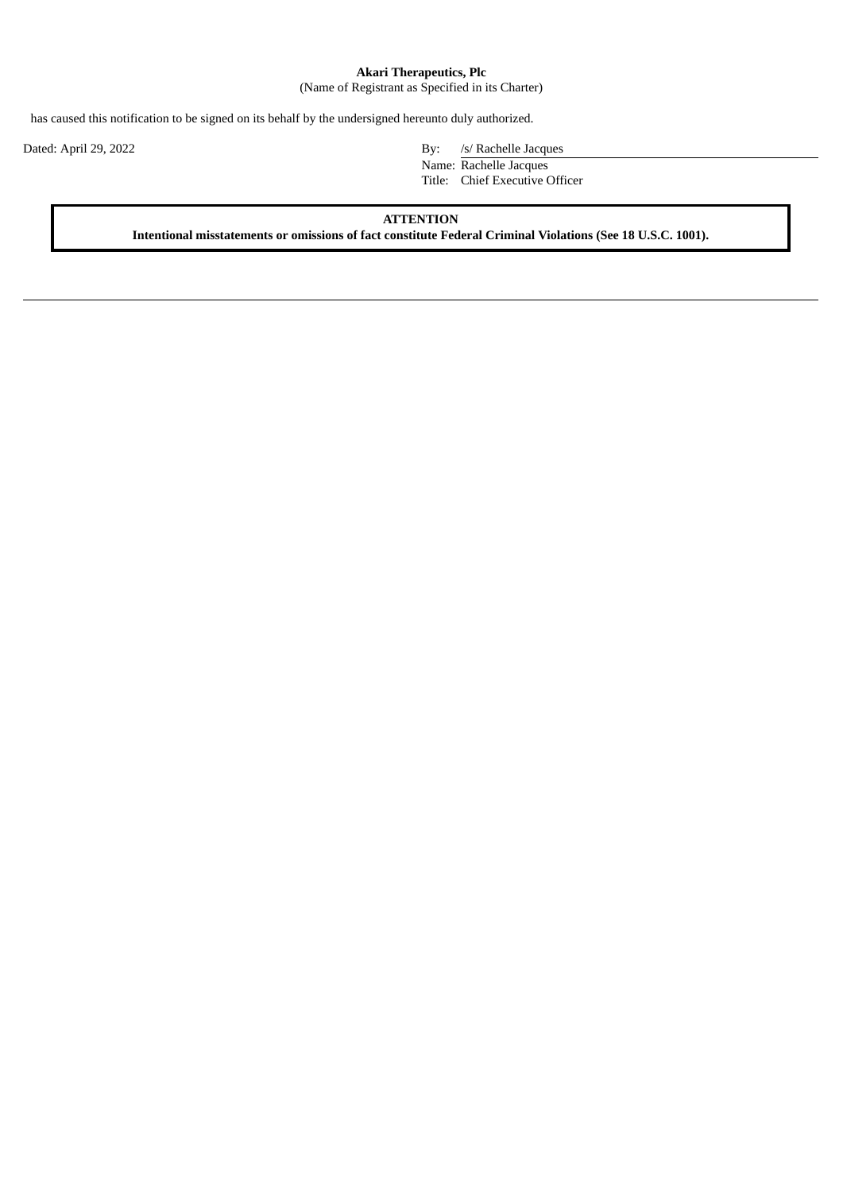**Akari Therapeutics, Plc**

(Name of Registrant as Specified in its Charter)

has caused this notification to be signed on its behalf by the undersigned hereunto duly authorized.

Dated: April 29, 2022

By: /s/ Rachelle Jacques

Name: Rachelle Jacques

Title: Chief Executive Officer

**ATTENTION**

**Intentional misstatements or omissions of fact constitute Federal Criminal Violations (See 18 U.S.C. 1001).**